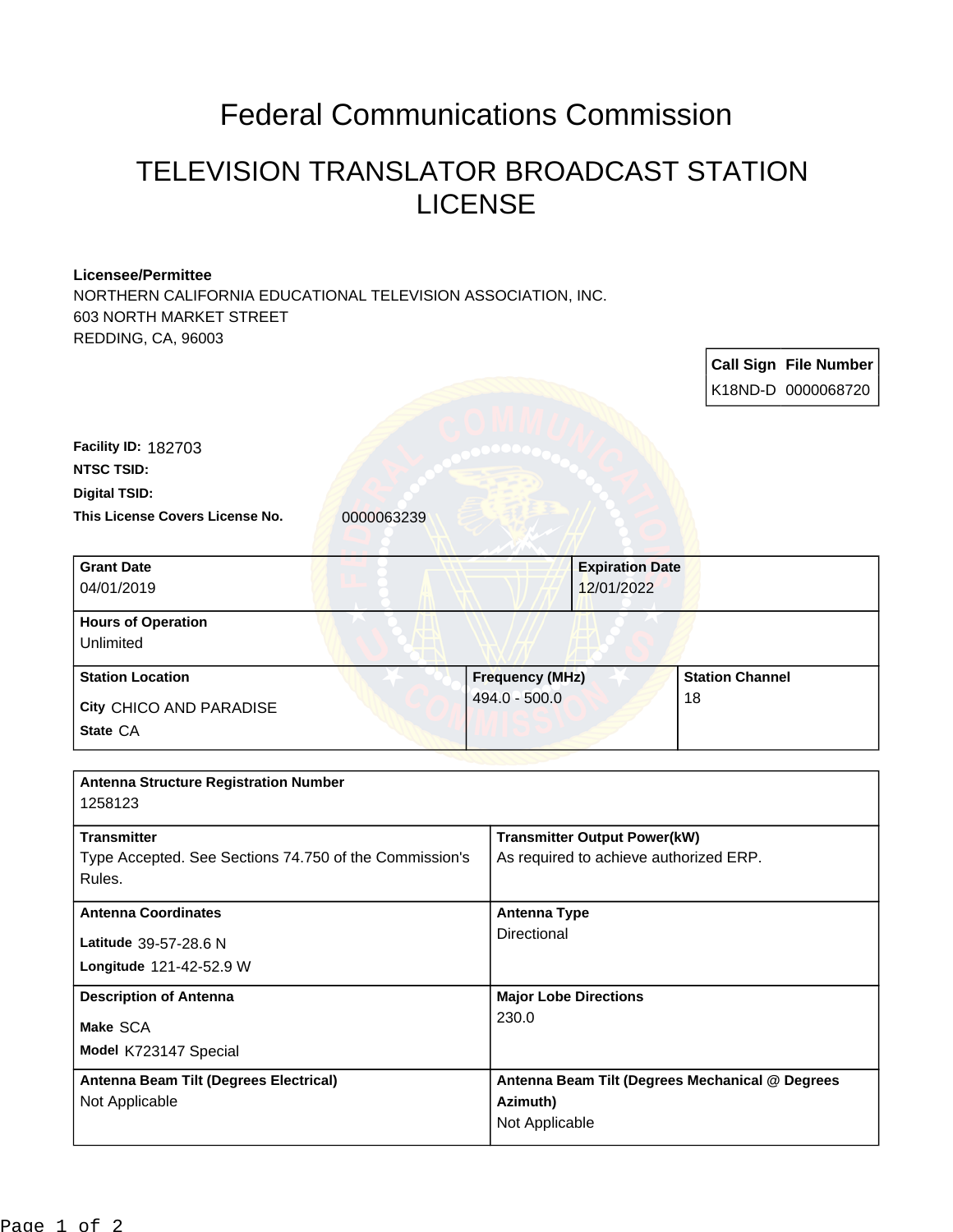# Federal Communications Commission

## TELEVISION TRANSLATOR BROADCAST STATION LICENSE

**Licensee/Permittee**
NORTHERN CALIFORNIA EDUCATIONAL TELEVISION ASSOCIATION, INC.
603 NORTH MARKET STREET
REDDING, CA, 96003

| Call Sign | File Number |
|---|---|
| K18ND-D | 0000068720 |

**Facility ID:** 182703
**NTSC TSID:**
**Digital TSID:**
**This License Covers License No.** 0000063239

| Grant Date | Expiration Date |
|---|---|
| 04/01/2019 | 12/01/2022 |

| Hours of Operation |
|---|
| Unlimited |

| Station Location | Frequency (MHz) | Station Channel |
|---|---|---|
| City CHICO AND PARADISE<br>State CA | 494.0 - 500.0 | 18 |

| Antenna Structure Registration Number | |
|---|---|
| 1258123 | |
| **Transmitter** | **Transmitter Output Power(kW)** |
| Type Accepted. See Sections 74.750 of the Commission's Rules. | As required to achieve authorized ERP. |
| **Antenna Coordinates** | **Antenna Type** |
| Latitude 39-57-28.6 N<br>Longitude 121-42-52.9 W | Directional |
| **Description of Antenna** | **Major Lobe Directions** |
| Make SCA<br>Model K723147 Special | 230.0 |
| **Antenna Beam Tilt (Degrees Electrical)** | **Antenna Beam Tilt (Degrees Mechanical @ Degrees Azimuth)** |
| Not Applicable | Not Applicable |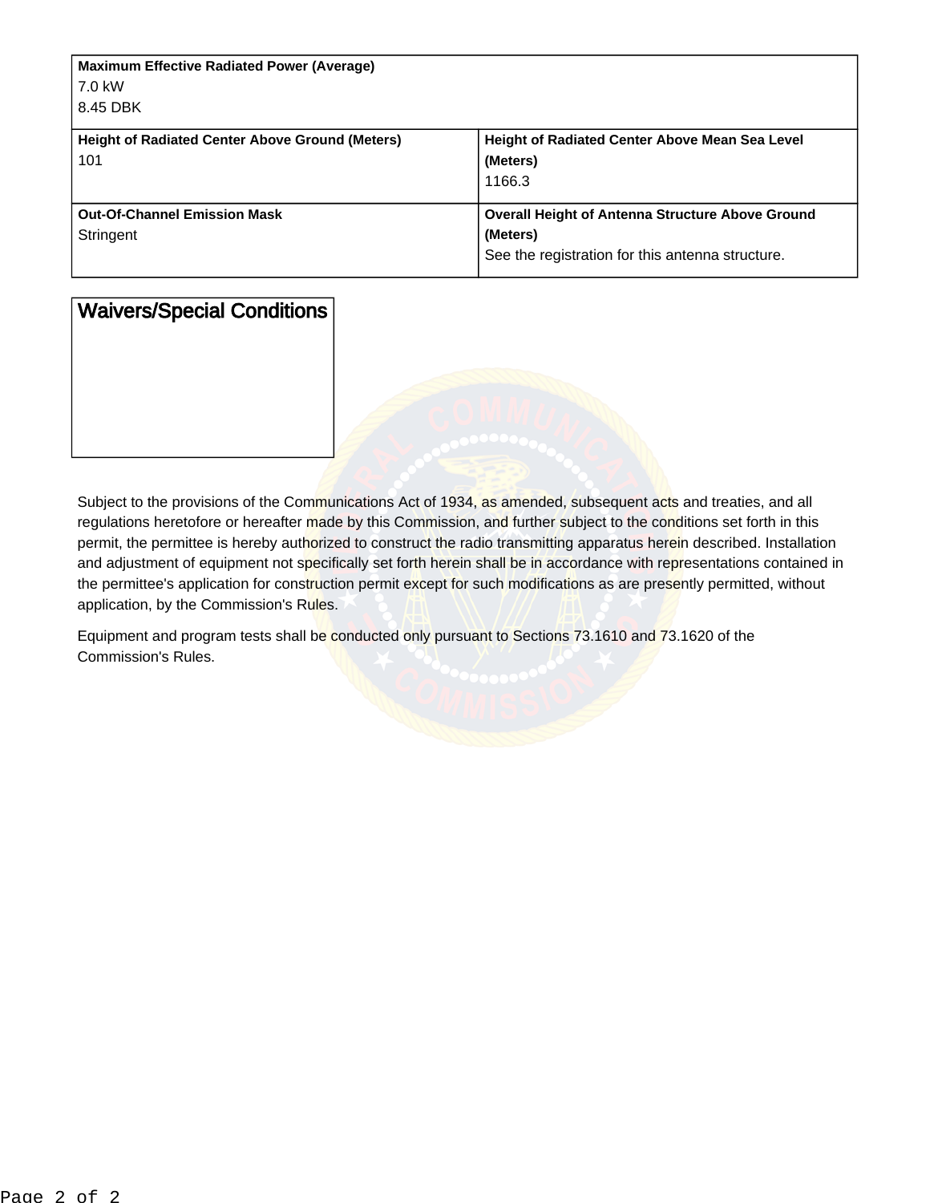| | |
|---|---|
| **Maximum Effective Radiated Power (Average)**<br>7.0 kW<br>8.45 DBK | |
| **Height of Radiated Center Above Ground (Meters)**<br>101 | **Height of Radiated Center Above Mean Sea Level (Meters)**<br>1166.3 |
| **Out-Of-Channel Emission Mask**<br>Stringent | **Overall Height of Antenna Structure Above Ground (Meters)**<br>See the registration for this antenna structure. |

## Waivers/Special Conditions

Subject to the provisions of the Communications Act of 1934, as amended, subsequent acts and treaties, and all regulations heretofore or hereafter made by this Commission, and further subject to the conditions set forth in this permit, the permittee is hereby authorized to construct the radio transmitting apparatus herein described. Installation and adjustment of equipment not specifically set forth herein shall be in accordance with representations contained in the permittee's application for construction permit except for such modifications as are presently permitted, without application, by the Commission's Rules.

Equipment and program tests shall be conducted only pursuant to Sections 73.1610 and 73.1620 of the Commission's Rules.